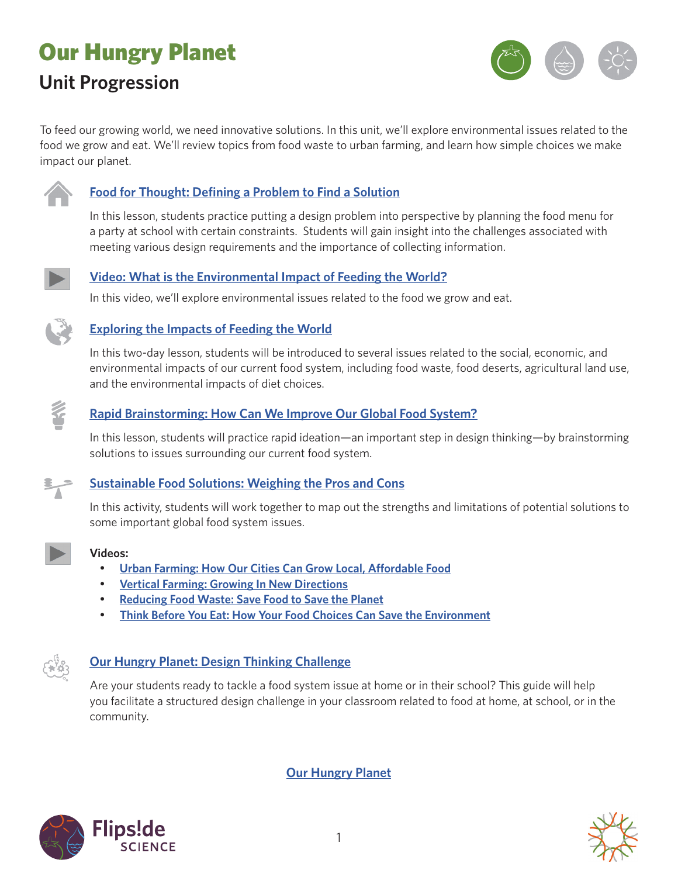# Our Hungry Planet

## Unit Progression

To feed our growing world, we need innovative solutions. In this unit, we'll explore environmental issues related to the food we grow and eat. We'll review topics from food waste to urban farming, and learn how simple choices we make impact our planet.

### Food for Thought: Defining a Problem to Find a Solution

In this lesson, students practice putting a design problem into perspective by planning the food menu for a party at school with certain constraints. Students will gain insight into the challenges associated with meeting various design requirements and the importance of collecting information.

### Video: What is the Environmental Impact of Feeding the World?

In this video, we'll explore environmental issues related to the food we grow and eat.

### Exploring the Impacts of Feeding the World

In this two-day lesson, students will be introduced to several issues related to the social, economic, and environmental impacts of our current food system, including food waste, food deserts, agricultural land use, and the environmental impacts of diet choices.

### Rapid Brainstorming: How Can We Improve Our Global Food System?

In this lesson, students will practice rapid ideation—an important step in design thinking—by brainstorming solutions to issues surrounding our current food system.

### Sustainable Food Solutions: Weighing the Pros and Cons

In this activity, students will work together to map out the strengths and limitations of potential solutions to some important global food system issues.

**Videos:**

- Urban Farming: How Our Cities Can Grow Local, Affordable Food
- Vertical Farming: Growing In New Directions
- Reducing Food Waste: Save Food to Save the Planet
- Think Before You Eat: How Your Food Choices Can Save the Environment

### Our Hungry Planet: Design Thinking Challenge

Are your students ready to tackle a food system issue at home or in their school? This guide will help you facilitate a structured design challenge in your classroom related to food at home, at school, or in the community.

Our Hungry Planet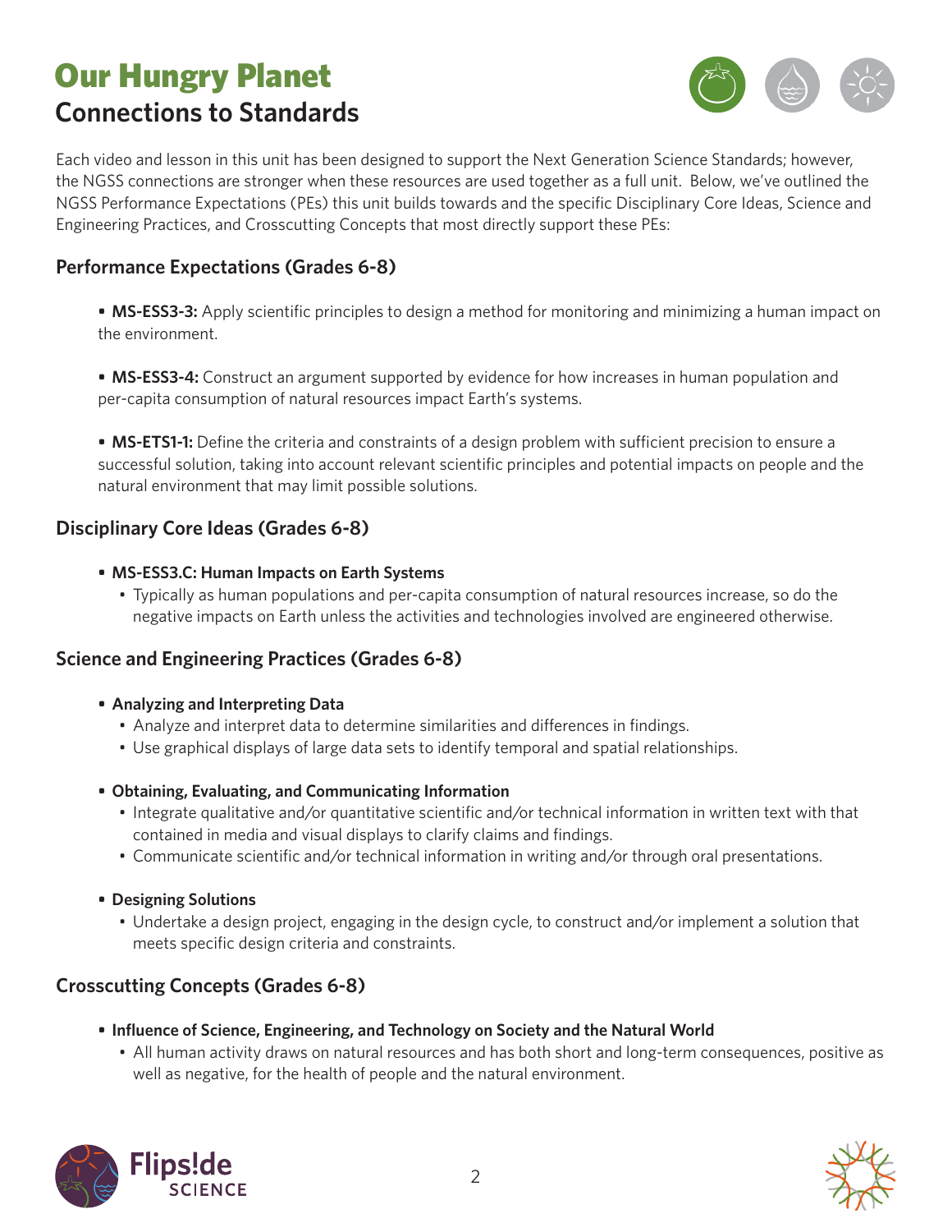# Our Hungry Planet
## Connections to Standards

Each video and lesson in this unit has been designed to support the Next Generation Science Standards; however, the NGSS connections are stronger when these resources are used together as a full unit. Below, we've outlined the NGSS Performance Expectations (PEs) this unit builds towards and the specific Disciplinary Core Ideas, Science and Engineering Practices, and Crosscutting Concepts that most directly support these PEs:

### Performance Expectations (Grades 6-8)

- **MS-ESS3-3:** Apply scientific principles to design a method for monitoring and minimizing a human impact on the environment.

- **MS-ESS3-4:** Construct an argument supported by evidence for how increases in human population and per-capita consumption of natural resources impact Earth's systems.

- **MS-ETS1-1:** Define the criteria and constraints of a design problem with sufficient precision to ensure a successful solution, taking into account relevant scientific principles and potential impacts on people and the natural environment that may limit possible solutions.

### Disciplinary Core Ideas (Grades 6-8)

- **MS-ESS3.C: Human Impacts on Earth Systems**
  - Typically as human populations and per-capita consumption of natural resources increase, so do the negative impacts on Earth unless the activities and technologies involved are engineered otherwise.

### Science and Engineering Practices (Grades 6-8)

- **Analyzing and Interpreting Data**
  - Analyze and interpret data to determine similarities and differences in findings.
  - Use graphical displays of large data sets to identify temporal and spatial relationships.

- **Obtaining, Evaluating, and Communicating Information**
  - Integrate qualitative and/or quantitative scientific and/or technical information in written text with that contained in media and visual displays to clarify claims and findings.
  - Communicate scientific and/or technical information in writing and/or through oral presentations.

- **Designing Solutions**
  - Undertake a design project, engaging in the design cycle, to construct and/or implement a solution that meets specific design criteria and constraints.

### Crosscutting Concepts (Grades 6-8)

- **Influence of Science, Engineering, and Technology on Society and the Natural World**
  - All human activity draws on natural resources and has both short and long-term consequences, positive as well as negative, for the health of people and the natural environment.